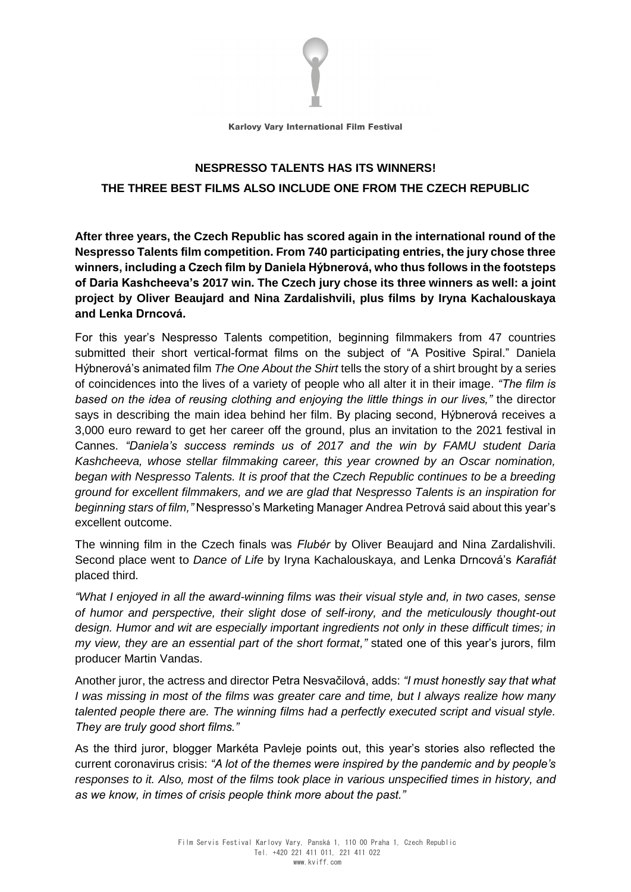Karlovy Vary International Film Festival

## NESPRESSO TALENTS HAS ITS WINNERS!
## THE THREE BEST FILMS ALSO INCLUDE ONE FROM THE CZECH REPUBLIC

**After three years, the Czech Republic has scored again in the international round of the Nespresso Talents film competition. From 740 participating entries, the jury chose three winners, including a Czech film by Daniela Hýbnerová, who thus follows in the footsteps of Daria Kashcheeva's 2017 win. The Czech jury chose its three winners as well: a joint project by Oliver Beaujard and Nina Zardalishvili, plus films by Iryna Kachalouskaya and Lenka Drncová.**

For this year's Nespresso Talents competition, beginning filmmakers from 47 countries submitted their short vertical-format films on the subject of "A Positive Spiral." Daniela Hýbnerová's animated film *The One About the Shirt* tells the story of a shirt brought by a series of coincidences into the lives of a variety of people who all alter it in their image. *"The film is based on the idea of reusing clothing and enjoying the little things in our lives,"* the director says in describing the main idea behind her film. By placing second, Hýbnerová receives a 3,000 euro reward to get her career off the ground, plus an invitation to the 2021 festival in Cannes. *"Daniela's success reminds us of 2017 and the win by FAMU student Daria Kashcheeva, whose stellar filmmaking career, this year crowned by an Oscar nomination, began with Nespresso Talents. It is proof that the Czech Republic continues to be a breeding ground for excellent filmmakers, and we are glad that Nespresso Talents is an inspiration for beginning stars of film,"* Nespresso's Marketing Manager Andrea Petrová said about this year's excellent outcome.

The winning film in the Czech finals was *Flubér* by Oliver Beaujard and Nina Zardalishvili. Second place went to *Dance of Life* by Iryna Kachalouskaya, and Lenka Drncová's *Karafiát* placed third.

*"What I enjoyed in all the award-winning films was their visual style and, in two cases, sense of humor and perspective, their slight dose of self-irony, and the meticulously thought-out design. Humor and wit are especially important ingredients not only in these difficult times; in my view, they are an essential part of the short format,"* stated one of this year's jurors, film producer Martin Vandas.

Another juror, the actress and director Petra Nesvačilová, adds: *"I must honestly say that what I was missing in most of the films was greater care and time, but I always realize how many talented people there are. The winning films had a perfectly executed script and visual style. They are truly good short films."*

As the third juror, blogger Markéta Pavleje points out, this year's stories also reflected the current coronavirus crisis: *"A lot of the themes were inspired by the pandemic and by people's responses to it. Also, most of the films took place in various unspecified times in history, and as we know, in times of crisis people think more about the past."*

Film Servis Festival Karlovy Vary, Panská 1, 110 00 Praha 1, Czech Republic
Tel. +420 221 411 011, 221 411 022
www.kviff.com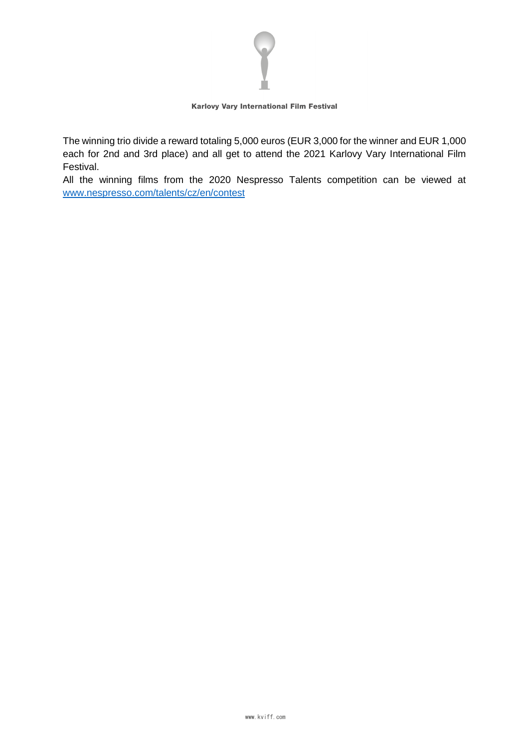The winning trio divide a reward totaling 5,000 euros (EUR 3,000 for the winner and EUR 1,000 each for 2nd and 3rd place) and all get to attend the 2021 Karlovy Vary International Film Festival.

All the winning films from the 2020 Nespresso Talents competition can be viewed at [www.nespresso.com/talents/cz/en/contest](http://www.nespresso.com/talents/cz/en/contest)